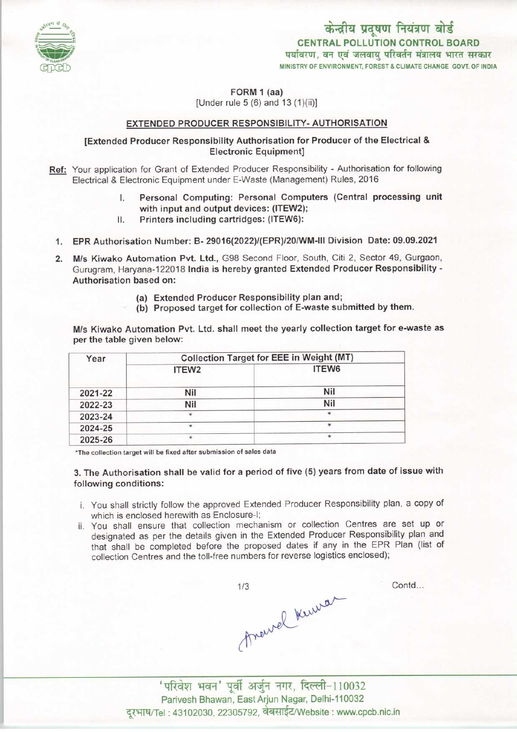केन्द्रीय प्रदूषण नियंत्रण बोर्ड
**CENTRAL POLLUTION CONTROL BOARD**
पर्यावरण, वन एवं जलवायु परिवर्तन मंत्रालय भारत सरकार
MINISTRY OF ENVIRONMENT, FOREST & CLIMATE CHANGE GOVT. OF INDIA

**FORM 1 (aa)**
[Under rule 5 (6) and 13 (1)(ii)]

**EXTENDED PRODUCER RESPONSIBILITY- AUTHORISATION**

**[Extended Producer Responsibility Authorisation for Producer of the Electrical & Electronic Equipment]**

**Ref:** Your application for Grant of Extended Producer Responsibility - Authorisation for following Electrical & Electronic Equipment under E-Waste (Management) Rules, 2016

I. **Personal Computing: Personal Computers (Central processing unit with input and output devices: (ITEW2);**
II. **Printers including cartridges: (ITEW6):**

1. **EPR Authorisation Number: B- 29016(2022)/(EPR)/20/WM-III Division Date: 09.09.2021**
2. **M/s Kiwako Automation Pvt. Ltd.**, G98 Second Floor, South, Citi 2, Sector 49, Gurgaon, Gurugram, Haryana-122018 **India is hereby granted Extended Producer Responsibility - Authorisation based on:**
   (a) **Extended Producer Responsibility plan and;**
   (b) **Proposed target for collection of E-waste submitted by them.**

**M/s Kiwako Automation Pvt. Ltd. shall meet the yearly collection target for e-waste as per the table given below:**

| Year | Collection Target for EEE in Weight (MT) | |
|---|---|---|
| | ITEW2 | ITEW6 |
| 2021-22 | Nil | Nil |
| 2022-23 | Nil | Nil |
| 2023-24 | * | * |
| 2024-25 | * | * |
| 2025-26 | * | * |

*The collection target will be fixed after submission of sales data

**3. The Authorisation shall be valid for a period of five (5) years from date of issue with following conditions:**

i. You shall strictly follow the approved Extended Producer Responsibility plan, a copy of which is enclosed herewith as Enclosure-I;
ii. You shall ensure that collection mechanism or collection Centres are set up or designated as per the details given in the Extended Producer Responsibility plan and that shall be completed before the proposed dates if any in the EPR Plan (list of collection Centres and the toll-free numbers for reverse logistics enclosed);

Contd...

'परिवेश भवन' पूर्वी अर्जुन नगर, दिल्ली-110032
Parivesh Bhawan, East Arjun Nagar, Delhi-110032
दूरभाष/Tel : 43102030, 22305792, वेबसाईट/Website : www.cpcb.nic.in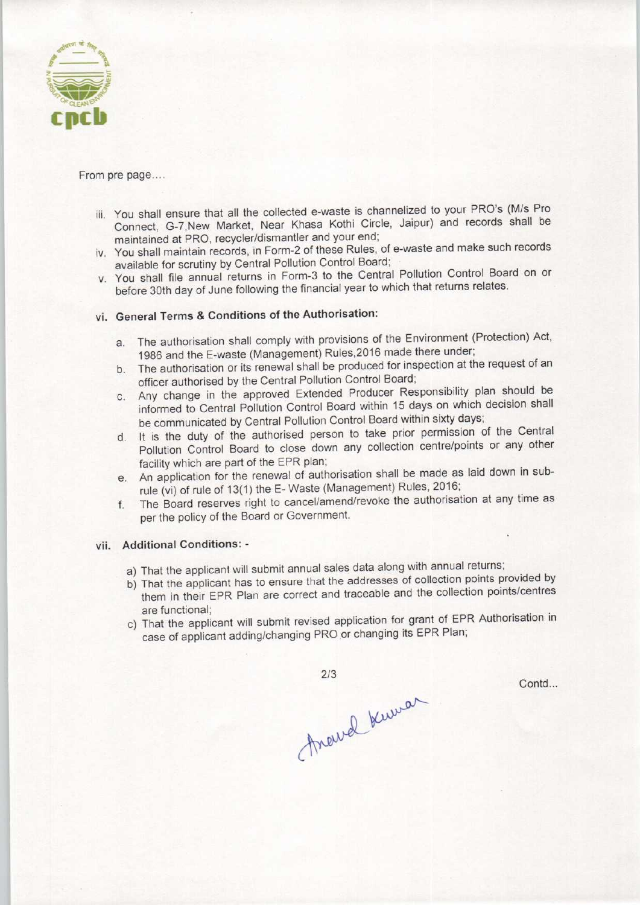From pre page....

iii. You shall ensure that all the collected e-waste is channelized to your PRO's (M/s Pro Connect, G-7,New Market, Near Khasa Kothi Circle, Jaipur) and records shall be maintained at PRO, recycler/dismantler and your end;
iv. You shall maintain records, in Form-2 of these Rules, of e-waste and make such records available for scrutiny by Central Pollution Control Board;
v. You shall file annual returns in Form-3 to the Central Pollution Control Board on or before 30th day of June following the financial year to which that returns relates.

vi. **General Terms & Conditions of the Authorisation:**

a. The authorisation shall comply with provisions of the Environment (Protection) Act, 1986 and the E-waste (Management) Rules,2016 made there under;
b. The authorisation or its renewal shall be produced for inspection at the request of an officer authorised by the Central Pollution Control Board;
c. Any change in the approved Extended Producer Responsibility plan should be informed to Central Pollution Control Board within 15 days on which decision shall be communicated by Central Pollution Control Board within sixty days;
d. It is the duty of the authorised person to take prior permission of the Central Pollution Control Board to close down any collection centre/points or any other facility which are part of the EPR plan;
e. An application for the renewal of authorisation shall be made as laid down in sub-rule (vi) of rule of 13(1) the E- Waste (Management) Rules, 2016;
f. The Board reserves right to cancel/amend/revoke the authorisation at any time as per the policy of the Board or Government.

vii. **Additional Conditions: -**

a) That the applicant will submit annual sales data along with annual returns;
b) That the applicant has to ensure that the addresses of collection points provided by them in their EPR Plan are correct and traceable and the collection points/centres are functional;
c) That the applicant will submit revised application for grant of EPR Authorisation in case of applicant adding/changing PRO or changing its EPR Plan;

Contd...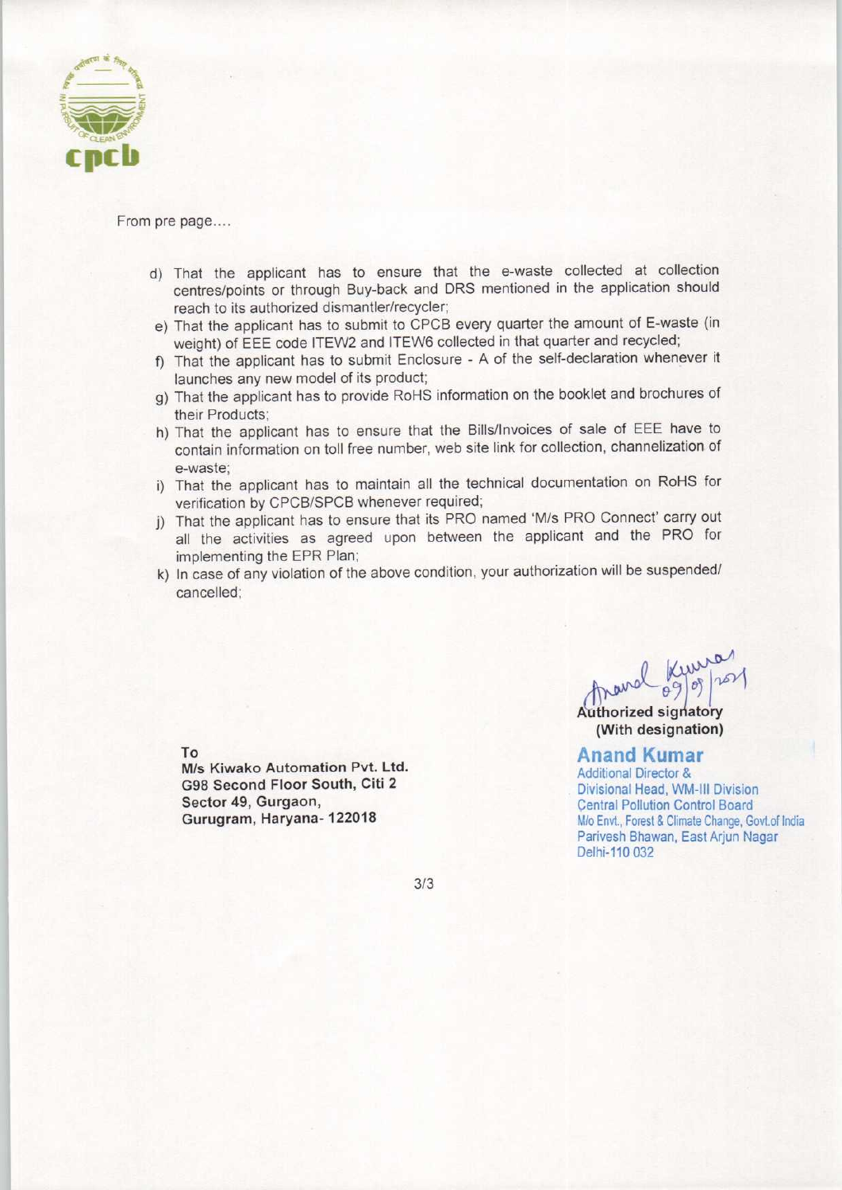From pre page....

d) That the applicant has to ensure that the e-waste collected at collection centres/points or through Buy-back and DRS mentioned in the application should reach to its authorized dismantler/recycler;
e) That the applicant has to submit to CPCB every quarter the amount of E-waste (in weight) of EEE code ITEW2 and ITEW6 collected in that quarter and recycled;
f) That the applicant has to submit Enclosure - A of the self-declaration whenever it launches any new model of its product;
g) That the applicant has to provide RoHS information on the booklet and brochures of their Products;
h) That the applicant has to ensure that the Bills/Invoices of sale of EEE have to contain information on toll free number, web site link for collection, channelization of e-waste;
i) That the applicant has to maintain all the technical documentation on RoHS for verification by CPCB/SPCB whenever required;
j) That the applicant has to ensure that its PRO named 'M/s PRO Connect' carry out all the activities as agreed upon between the applicant and the PRO for implementing the EPR Plan;
k) In case of any violation of the above condition, your authorization will be suspended/ cancelled;

Anand Kumar 09/09/2021

Authorized signatory
(With designation)

**Anand Kumar**
Additional Director &
Divisional Head, WM-III Division
Central Pollution Control Board
M/o Envt., Forest & Climate Change, Govt.of India
Parivesh Bhawan, East Arjun Nagar
Delhi-110 032

To
**M/s Kiwako Automation Pvt. Ltd.**
**G98 Second Floor South, Citi 2**
**Sector 49, Gurgaon,**
**Gurugram, Haryana- 122018**